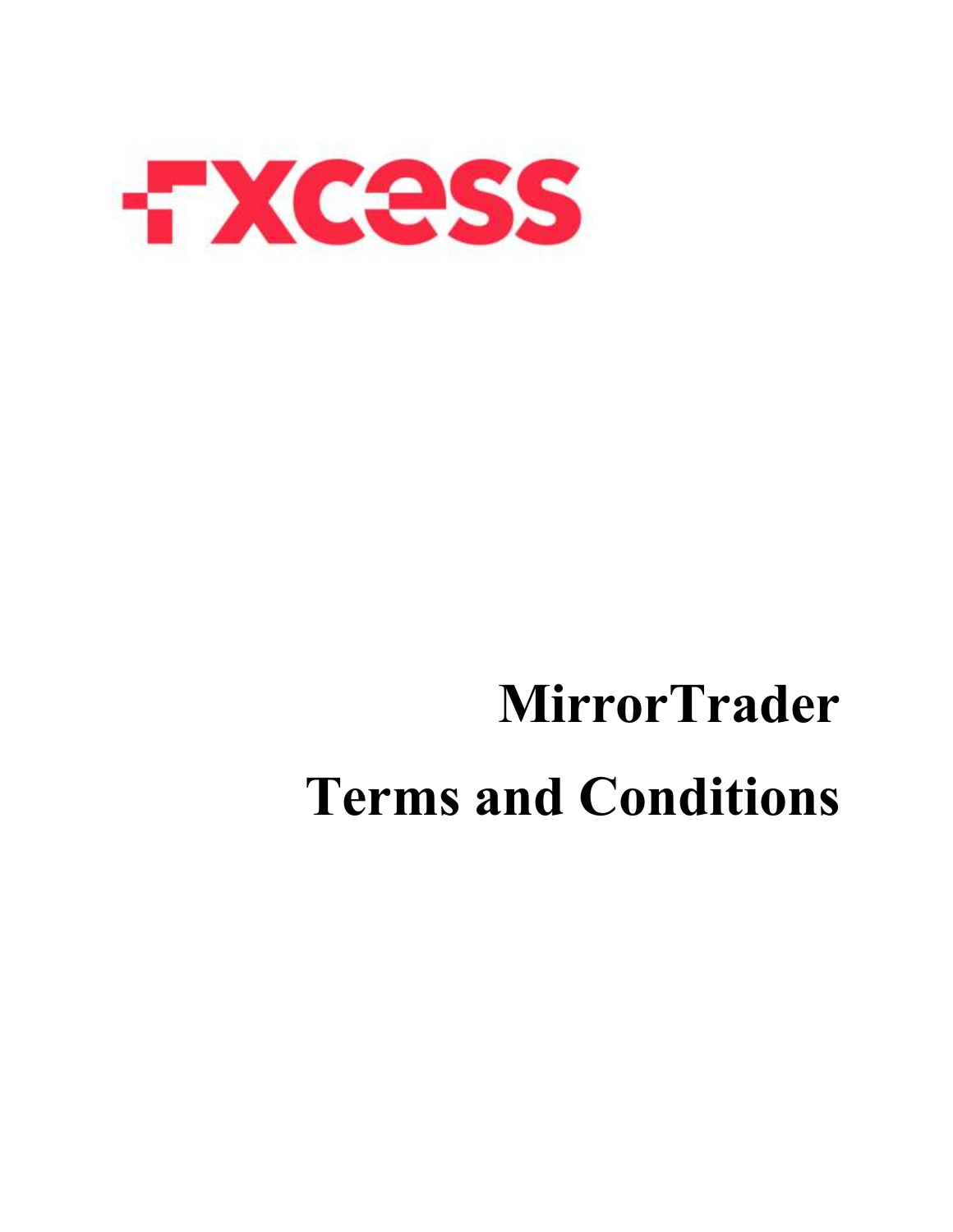FXCESS

# MirrorTrader

# Terms and Conditions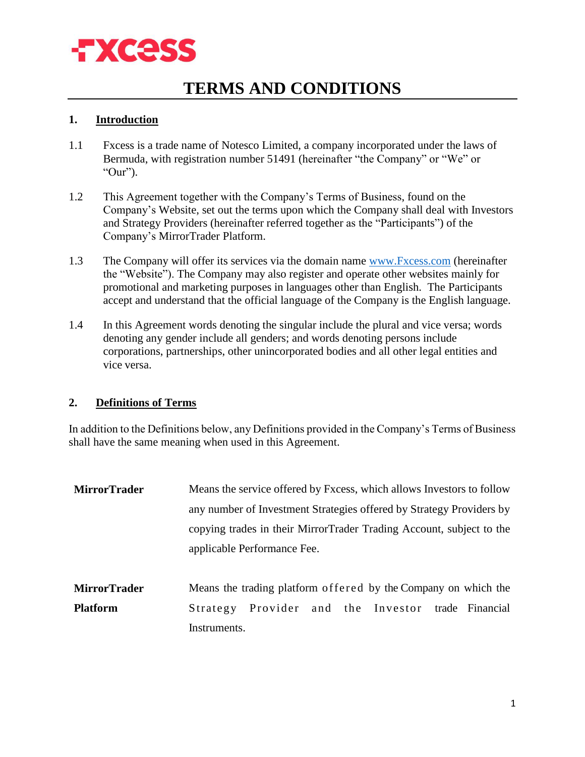# TERMS AND CONDITIONS

## 1. Introduction

1.1 Fxcess is a trade name of Notesco Limited, a company incorporated under the laws of Bermuda, with registration number 51491 (hereinafter "the Company" or "We" or "Our").

1.2 This Agreement together with the Company's Terms of Business, found on the Company's Website, set out the terms upon which the Company shall deal with Investors and Strategy Providers (hereinafter referred together as the "Participants") of the Company's MirrorTrader Platform.

1.3 The Company will offer its services via the domain name www.Fxcess.com (hereinafter the "Website"). The Company may also register and operate other websites mainly for promotional and marketing purposes in languages other than English. The Participants accept and understand that the official language of the Company is the English language.

1.4 In this Agreement words denoting the singular include the plural and vice versa; words denoting any gender include all genders; and words denoting persons include corporations, partnerships, other unincorporated bodies and all other legal entities and vice versa.

## 2. Definitions of Terms

In addition to the Definitions below, any Definitions provided in the Company's Terms of Business shall have the same meaning when used in this Agreement.

| | |
|---|---|
| **MirrorTrader** | Means the service offered by Fxcess, which allows Investors to follow any number of Investment Strategies offered by Strategy Providers by copying trades in their MirrorTrader Trading Account, subject to the applicable Performance Fee. |
| **MirrorTrader Platform** | Means the trading platform offered by the Company on which the Strategy Provider and the Investor trade Financial Instruments. |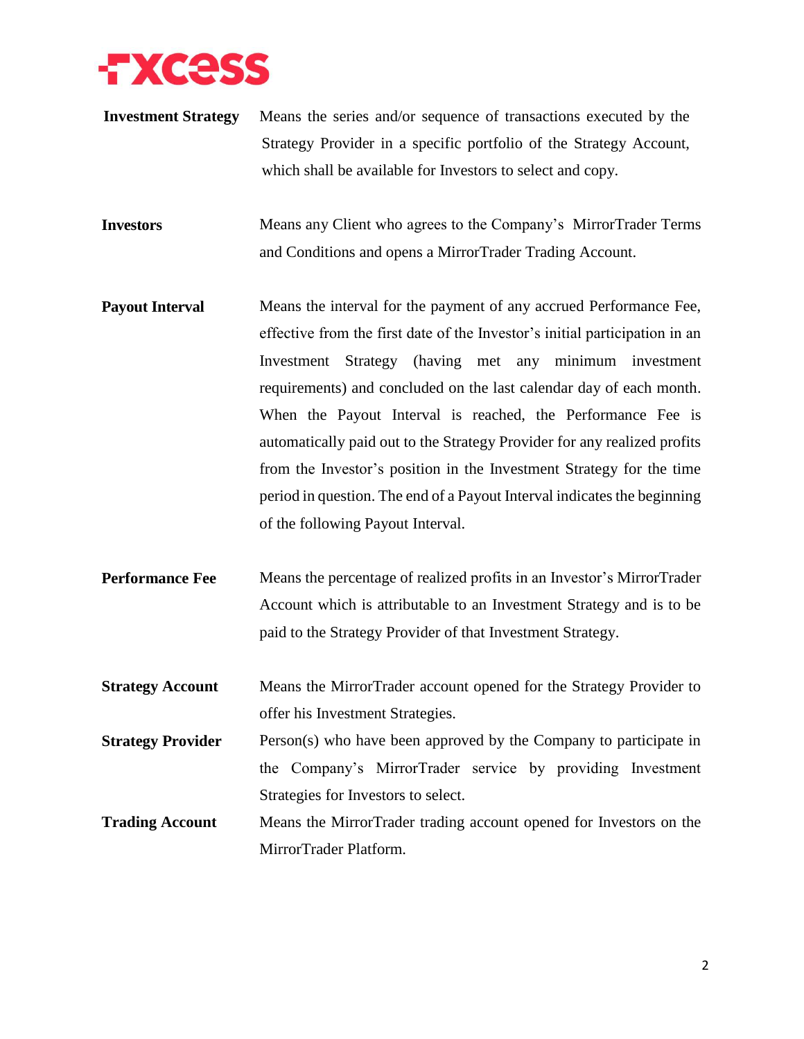**Investment Strategy** Means the series and/or sequence of transactions executed by the Strategy Provider in a specific portfolio of the Strategy Account, which shall be available for Investors to select and copy.

**Investors** Means any Client who agrees to the Company's MirrorTrader Terms and Conditions and opens a MirrorTrader Trading Account.

**Payout Interval** Means the interval for the payment of any accrued Performance Fee, effective from the first date of the Investor's initial participation in an Investment Strategy (having met any minimum investment requirements) and concluded on the last calendar day of each month. When the Payout Interval is reached, the Performance Fee is automatically paid out to the Strategy Provider for any realized profits from the Investor's position in the Investment Strategy for the time period in question. The end of a Payout Interval indicates the beginning of the following Payout Interval.

**Performance Fee** Means the percentage of realized profits in an Investor's MirrorTrader Account which is attributable to an Investment Strategy and is to be paid to the Strategy Provider of that Investment Strategy.

**Strategy Account** Means the MirrorTrader account opened for the Strategy Provider to offer his Investment Strategies.

**Strategy Provider** Person(s) who have been approved by the Company to participate in the Company's MirrorTrader service by providing Investment Strategies for Investors to select.

**Trading Account** Means the MirrorTrader trading account opened for Investors on the MirrorTrader Platform.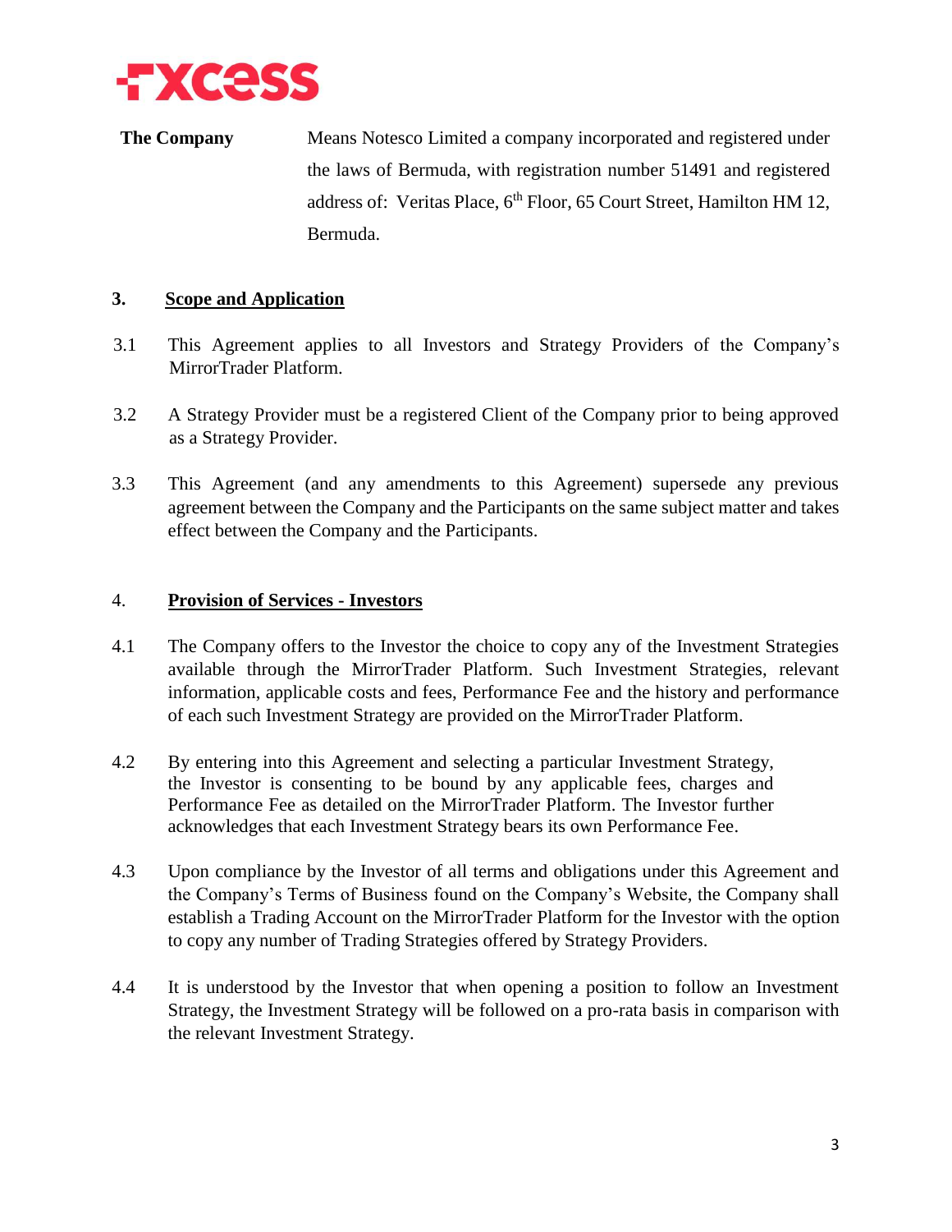**The Company** Means Notesco Limited a company incorporated and registered under the laws of Bermuda, with registration number 51491 and registered address of: Veritas Place, 6th Floor, 65 Court Street, Hamilton HM 12, Bermuda.

## 3. Scope and Application

3.1 This Agreement applies to all Investors and Strategy Providers of the Company's MirrorTrader Platform.

3.2 A Strategy Provider must be a registered Client of the Company prior to being approved as a Strategy Provider.

3.3 This Agreement (and any amendments to this Agreement) supersede any previous agreement between the Company and the Participants on the same subject matter and takes effect between the Company and the Participants.

## 4. Provision of Services - Investors

4.1 The Company offers to the Investor the choice to copy any of the Investment Strategies available through the MirrorTrader Platform. Such Investment Strategies, relevant information, applicable costs and fees, Performance Fee and the history and performance of each such Investment Strategy are provided on the MirrorTrader Platform.

4.2 By entering into this Agreement and selecting a particular Investment Strategy, the Investor is consenting to be bound by any applicable fees, charges and Performance Fee as detailed on the MirrorTrader Platform. The Investor further acknowledges that each Investment Strategy bears its own Performance Fee.

4.3 Upon compliance by the Investor of all terms and obligations under this Agreement and the Company's Terms of Business found on the Company's Website, the Company shall establish a Trading Account on the MirrorTrader Platform for the Investor with the option to copy any number of Trading Strategies offered by Strategy Providers.

4.4 It is understood by the Investor that when opening a position to follow an Investment Strategy, the Investment Strategy will be followed on a pro-rata basis in comparison with the relevant Investment Strategy.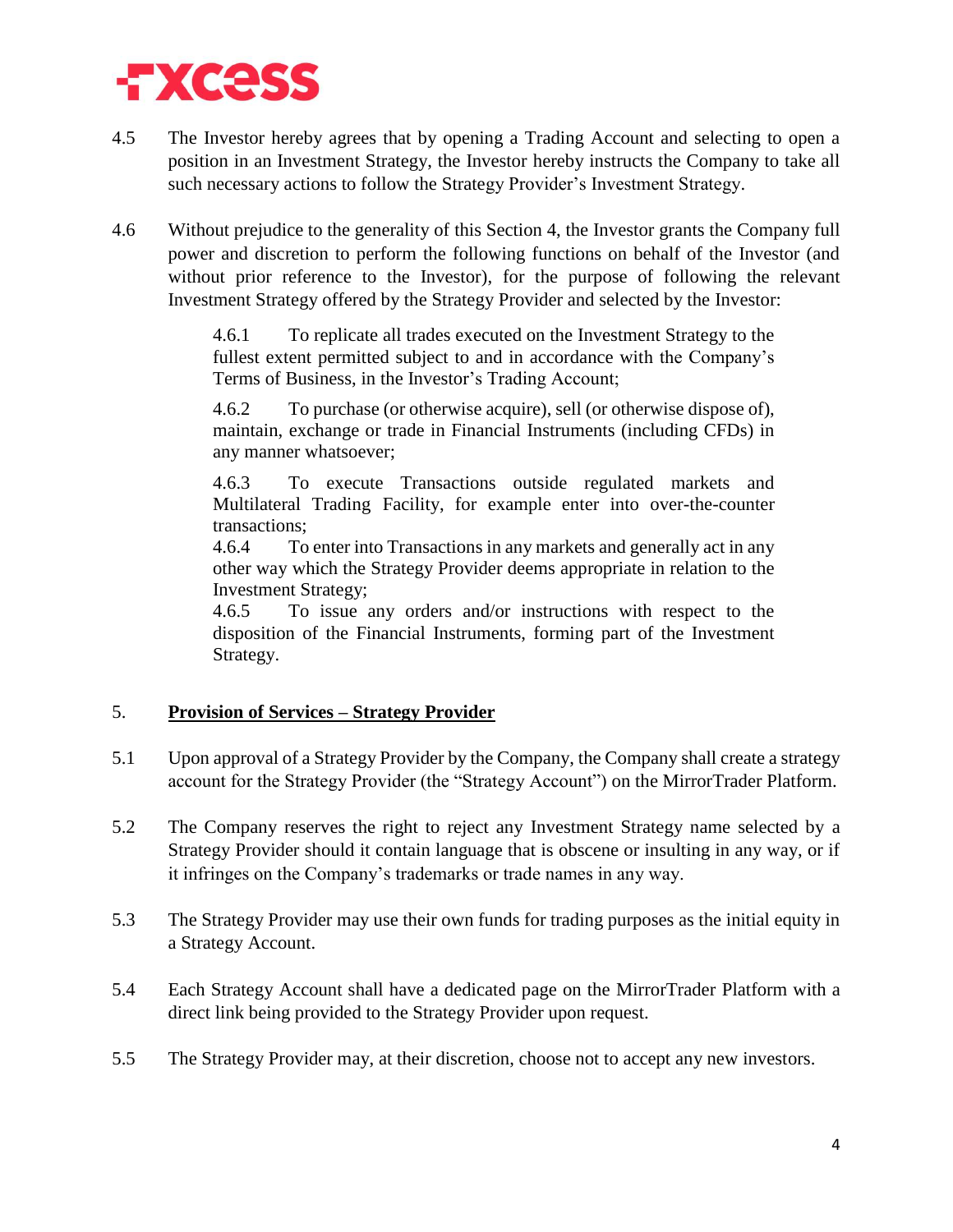4.5 The Investor hereby agrees that by opening a Trading Account and selecting to open a position in an Investment Strategy, the Investor hereby instructs the Company to take all such necessary actions to follow the Strategy Provider's Investment Strategy.

4.6 Without prejudice to the generality of this Section 4, the Investor grants the Company full power and discretion to perform the following functions on behalf of the Investor (and without prior reference to the Investor), for the purpose of following the relevant Investment Strategy offered by the Strategy Provider and selected by the Investor:

> 4.6.1 To replicate all trades executed on the Investment Strategy to the fullest extent permitted subject to and in accordance with the Company's Terms of Business, in the Investor's Trading Account;
>
> 4.6.2 To purchase (or otherwise acquire), sell (or otherwise dispose of), maintain, exchange or trade in Financial Instruments (including CFDs) in any manner whatsoever;
>
> 4.6.3 To execute Transactions outside regulated markets and Multilateral Trading Facility, for example enter into over-the-counter transactions;
>
> 4.6.4 To enter into Transactions in any markets and generally act in any other way which the Strategy Provider deems appropriate in relation to the Investment Strategy;
>
> 4.6.5 To issue any orders and/or instructions with respect to the disposition of the Financial Instruments, forming part of the Investment Strategy.

## 5. **Provision of Services – Strategy Provider**

5.1 Upon approval of a Strategy Provider by the Company, the Company shall create a strategy account for the Strategy Provider (the "Strategy Account") on the MirrorTrader Platform.

5.2 The Company reserves the right to reject any Investment Strategy name selected by a Strategy Provider should it contain language that is obscene or insulting in any way, or if it infringes on the Company's trademarks or trade names in any way.

5.3 The Strategy Provider may use their own funds for trading purposes as the initial equity in a Strategy Account.

5.4 Each Strategy Account shall have a dedicated page on the MirrorTrader Platform with a direct link being provided to the Strategy Provider upon request.

5.5 The Strategy Provider may, at their discretion, choose not to accept any new investors.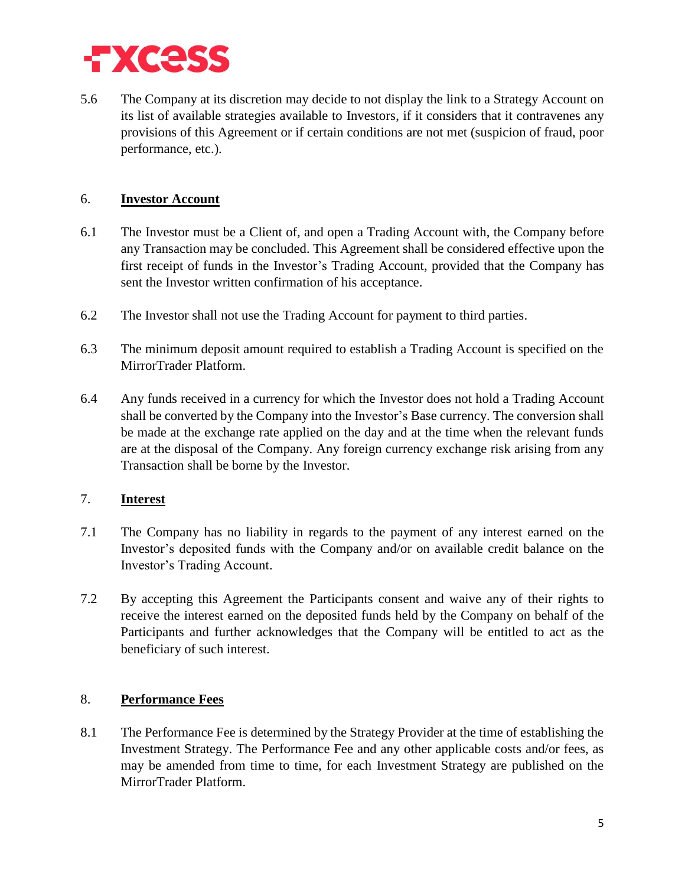5.6 The Company at its discretion may decide to not display the link to a Strategy Account on its list of available strategies available to Investors, if it considers that it contravenes any provisions of this Agreement or if certain conditions are not met (suspicion of fraud, poor performance, etc.).

## 6. **Investor Account**

6.1 The Investor must be a Client of, and open a Trading Account with, the Company before any Transaction may be concluded. This Agreement shall be considered effective upon the first receipt of funds in the Investor's Trading Account, provided that the Company has sent the Investor written confirmation of his acceptance.

6.2 The Investor shall not use the Trading Account for payment to third parties.

6.3 The minimum deposit amount required to establish a Trading Account is specified on the MirrorTrader Platform.

6.4 Any funds received in a currency for which the Investor does not hold a Trading Account shall be converted by the Company into the Investor's Base currency. The conversion shall be made at the exchange rate applied on the day and at the time when the relevant funds are at the disposal of the Company. Any foreign currency exchange risk arising from any Transaction shall be borne by the Investor.

## 7. **Interest**

7.1 The Company has no liability in regards to the payment of any interest earned on the Investor's deposited funds with the Company and/or on available credit balance on the Investor's Trading Account.

7.2 By accepting this Agreement the Participants consent and waive any of their rights to receive the interest earned on the deposited funds held by the Company on behalf of the Participants and further acknowledges that the Company will be entitled to act as the beneficiary of such interest.

## 8. **Performance Fees**

8.1 The Performance Fee is determined by the Strategy Provider at the time of establishing the Investment Strategy. The Performance Fee and any other applicable costs and/or fees, as may be amended from time to time, for each Investment Strategy are published on the MirrorTrader Platform.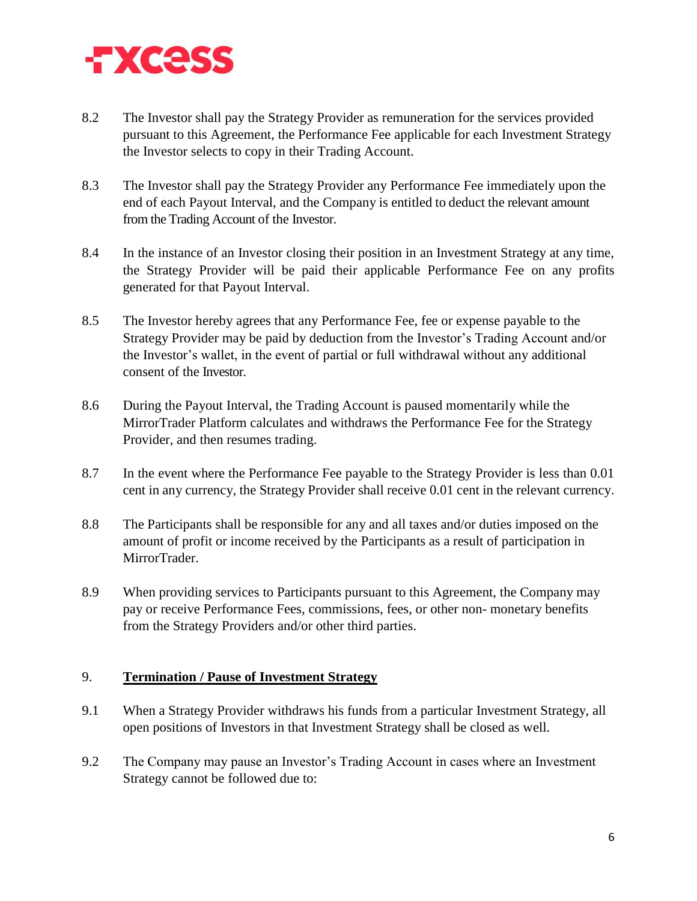8.2 The Investor shall pay the Strategy Provider as remuneration for the services provided pursuant to this Agreement, the Performance Fee applicable for each Investment Strategy the Investor selects to copy in their Trading Account.

8.3 The Investor shall pay the Strategy Provider any Performance Fee immediately upon the end of each Payout Interval, and the Company is entitled to deduct the relevant amount from the Trading Account of the Investor.

8.4 In the instance of an Investor closing their position in an Investment Strategy at any time, the Strategy Provider will be paid their applicable Performance Fee on any profits generated for that Payout Interval.

8.5 The Investor hereby agrees that any Performance Fee, fee or expense payable to the Strategy Provider may be paid by deduction from the Investor's Trading Account and/or the Investor's wallet, in the event of partial or full withdrawal without any additional consent of the Investor.

8.6 During the Payout Interval, the Trading Account is paused momentarily while the MirrorTrader Platform calculates and withdraws the Performance Fee for the Strategy Provider, and then resumes trading.

8.7 In the event where the Performance Fee payable to the Strategy Provider is less than 0.01 cent in any currency, the Strategy Provider shall receive 0.01 cent in the relevant currency.

8.8 The Participants shall be responsible for any and all taxes and/or duties imposed on the amount of profit or income received by the Participants as a result of participation in MirrorTrader.

8.9 When providing services to Participants pursuant to this Agreement, the Company may pay or receive Performance Fees, commissions, fees, or other non- monetary benefits from the Strategy Providers and/or other third parties.

## 9. **Termination / Pause of Investment Strategy**

9.1 When a Strategy Provider withdraws his funds from a particular Investment Strategy, all open positions of Investors in that Investment Strategy shall be closed as well.

9.2 The Company may pause an Investor's Trading Account in cases where an Investment Strategy cannot be followed due to: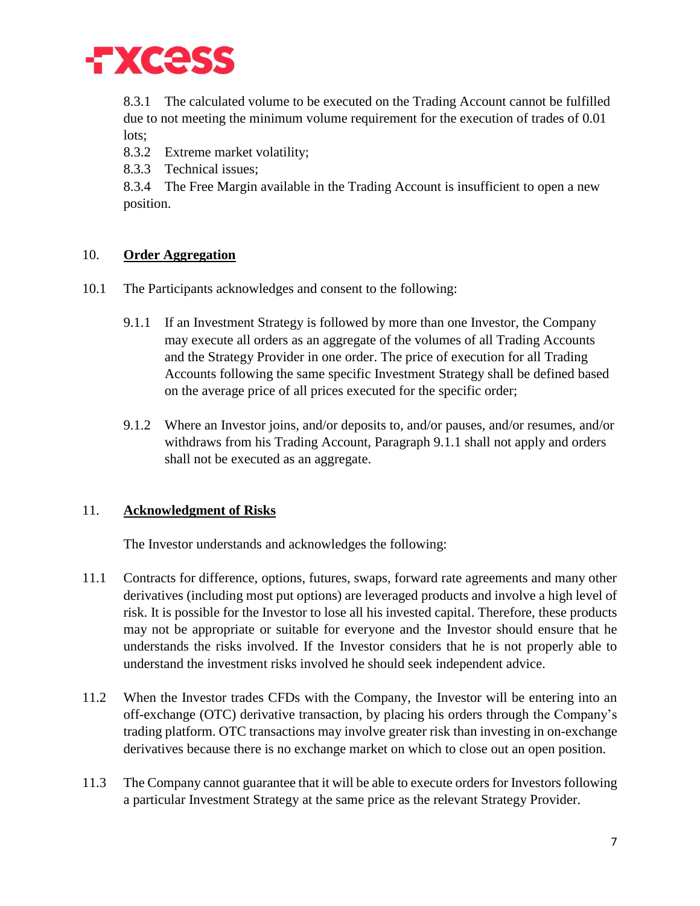8.3.1 The calculated volume to be executed on the Trading Account cannot be fulfilled due to not meeting the minimum volume requirement for the execution of trades of 0.01 lots;

8.3.2 Extreme market volatility;

8.3.3 Technical issues;

8.3.4 The Free Margin available in the Trading Account is insufficient to open a new position.

## 10. **Order Aggregation**

10.1 The Participants acknowledges and consent to the following:

9.1.1 If an Investment Strategy is followed by more than one Investor, the Company may execute all orders as an aggregate of the volumes of all Trading Accounts and the Strategy Provider in one order. The price of execution for all Trading Accounts following the same specific Investment Strategy shall be defined based on the average price of all prices executed for the specific order;

9.1.2 Where an Investor joins, and/or deposits to, and/or pauses, and/or resumes, and/or withdraws from his Trading Account, Paragraph 9.1.1 shall not apply and orders shall not be executed as an aggregate.

## 11. **Acknowledgment of Risks**

The Investor understands and acknowledges the following:

11.1 Contracts for difference, options, futures, swaps, forward rate agreements and many other derivatives (including most put options) are leveraged products and involve a high level of risk. It is possible for the Investor to lose all his invested capital. Therefore, these products may not be appropriate or suitable for everyone and the Investor should ensure that he understands the risks involved. If the Investor considers that he is not properly able to understand the investment risks involved he should seek independent advice.

11.2 When the Investor trades CFDs with the Company, the Investor will be entering into an off-exchange (OTC) derivative transaction, by placing his orders through the Company's trading platform. OTC transactions may involve greater risk than investing in on-exchange derivatives because there is no exchange market on which to close out an open position.

11.3 The Company cannot guarantee that it will be able to execute orders for Investors following a particular Investment Strategy at the same price as the relevant Strategy Provider.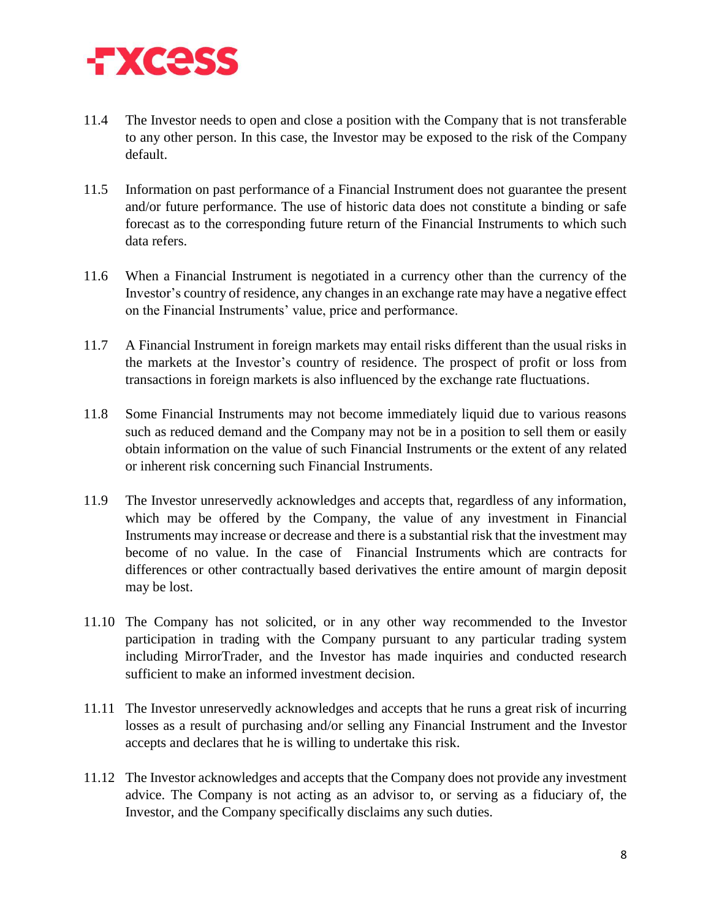11.4 The Investor needs to open and close a position with the Company that is not transferable to any other person. In this case, the Investor may be exposed to the risk of the Company default.

11.5 Information on past performance of a Financial Instrument does not guarantee the present and/or future performance. The use of historic data does not constitute a binding or safe forecast as to the corresponding future return of the Financial Instruments to which such data refers.

11.6 When a Financial Instrument is negotiated in a currency other than the currency of the Investor's country of residence, any changes in an exchange rate may have a negative effect on the Financial Instruments' value, price and performance.

11.7 A Financial Instrument in foreign markets may entail risks different than the usual risks in the markets at the Investor's country of residence. The prospect of profit or loss from transactions in foreign markets is also influenced by the exchange rate fluctuations.

11.8 Some Financial Instruments may not become immediately liquid due to various reasons such as reduced demand and the Company may not be in a position to sell them or easily obtain information on the value of such Financial Instruments or the extent of any related or inherent risk concerning such Financial Instruments.

11.9 The Investor unreservedly acknowledges and accepts that, regardless of any information, which may be offered by the Company, the value of any investment in Financial Instruments may increase or decrease and there is a substantial risk that the investment may become of no value. In the case of Financial Instruments which are contracts for differences or other contractually based derivatives the entire amount of margin deposit may be lost.

11.10 The Company has not solicited, or in any other way recommended to the Investor participation in trading with the Company pursuant to any particular trading system including MirrorTrader, and the Investor has made inquiries and conducted research sufficient to make an informed investment decision.

11.11 The Investor unreservedly acknowledges and accepts that he runs a great risk of incurring losses as a result of purchasing and/or selling any Financial Instrument and the Investor accepts and declares that he is willing to undertake this risk.

11.12 The Investor acknowledges and accepts that the Company does not provide any investment advice. The Company is not acting as an advisor to, or serving as a fiduciary of, the Investor, and the Company specifically disclaims any such duties.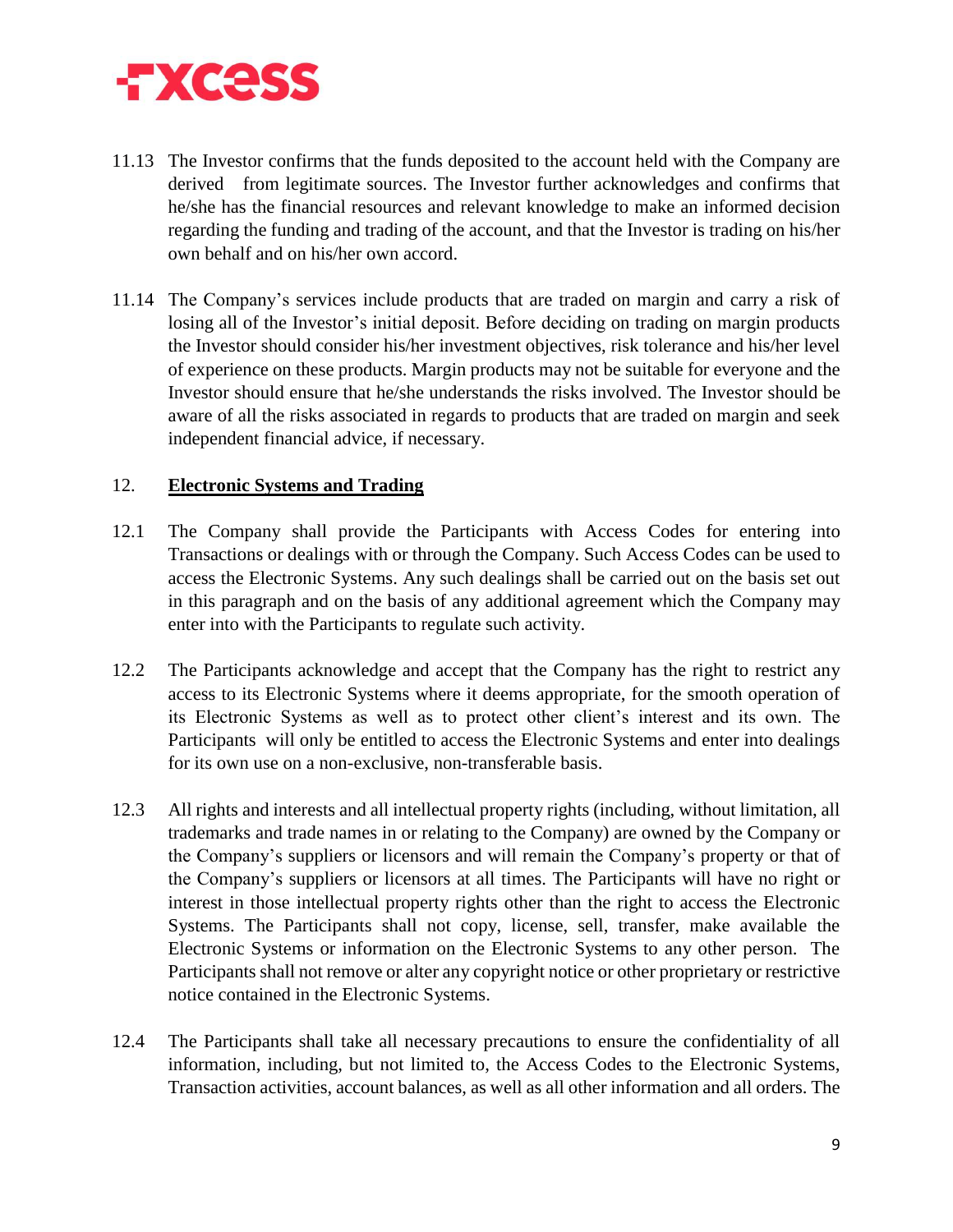11.13 The Investor confirms that the funds deposited to the account held with the Company are derived from legitimate sources. The Investor further acknowledges and confirms that he/she has the financial resources and relevant knowledge to make an informed decision regarding the funding and trading of the account, and that the Investor is trading on his/her own behalf and on his/her own accord.

11.14 The Company's services include products that are traded on margin and carry a risk of losing all of the Investor's initial deposit. Before deciding on trading on margin products the Investor should consider his/her investment objectives, risk tolerance and his/her level of experience on these products. Margin products may not be suitable for everyone and the Investor should ensure that he/she understands the risks involved. The Investor should be aware of all the risks associated in regards to products that are traded on margin and seek independent financial advice, if necessary.

## 12. **Electronic Systems and Trading**

12.1 The Company shall provide the Participants with Access Codes for entering into Transactions or dealings with or through the Company. Such Access Codes can be used to access the Electronic Systems. Any such dealings shall be carried out on the basis set out in this paragraph and on the basis of any additional agreement which the Company may enter into with the Participants to regulate such activity.

12.2 The Participants acknowledge and accept that the Company has the right to restrict any access to its Electronic Systems where it deems appropriate, for the smooth operation of its Electronic Systems as well as to protect other client's interest and its own. The Participants will only be entitled to access the Electronic Systems and enter into dealings for its own use on a non-exclusive, non-transferable basis.

12.3 All rights and interests and all intellectual property rights (including, without limitation, all trademarks and trade names in or relating to the Company) are owned by the Company or the Company's suppliers or licensors and will remain the Company's property or that of the Company's suppliers or licensors at all times. The Participants will have no right or interest in those intellectual property rights other than the right to access the Electronic Systems. The Participants shall not copy, license, sell, transfer, make available the Electronic Systems or information on the Electronic Systems to any other person. The Participants shall not remove or alter any copyright notice or other proprietary or restrictive notice contained in the Electronic Systems.

12.4 The Participants shall take all necessary precautions to ensure the confidentiality of all information, including, but not limited to, the Access Codes to the Electronic Systems, Transaction activities, account balances, as well as all other information and all orders. The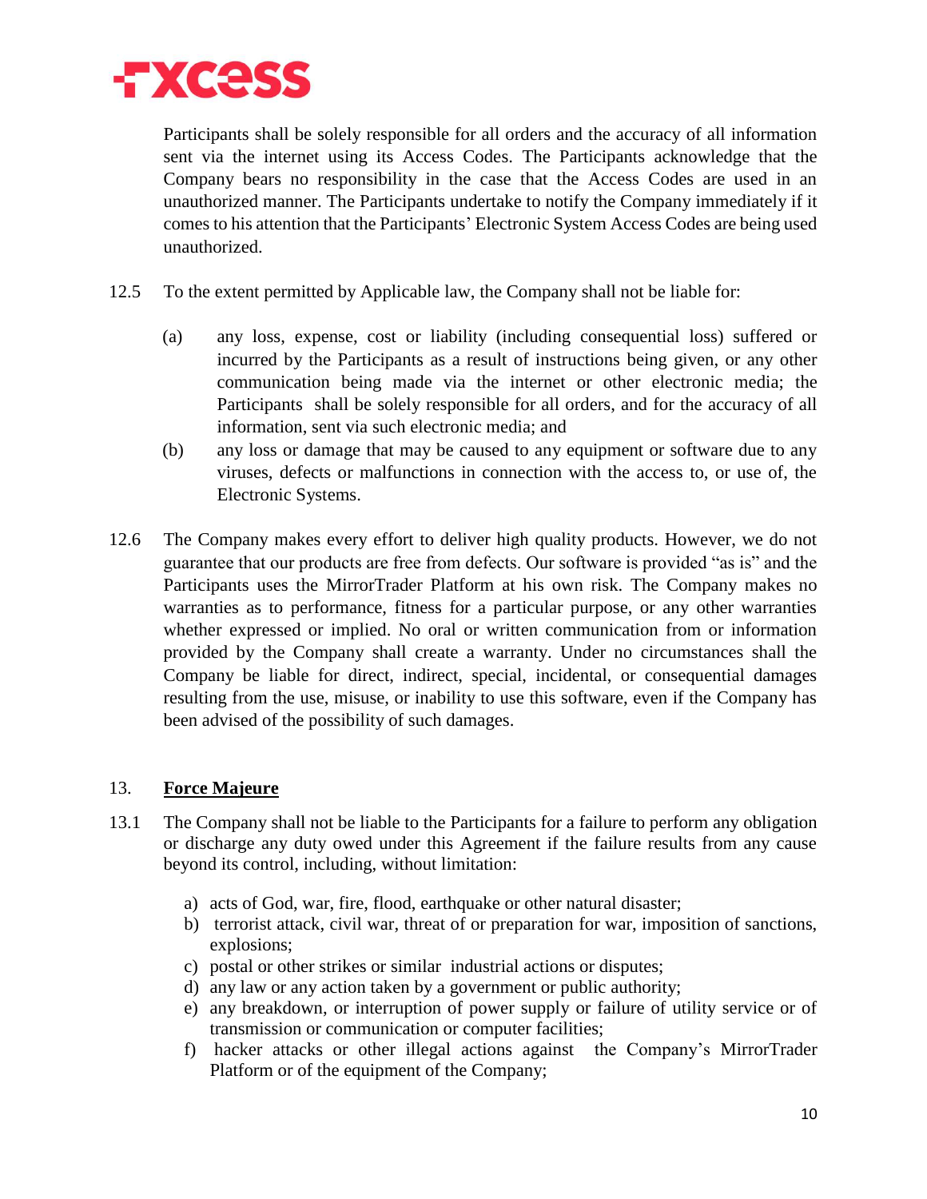Participants shall be solely responsible for all orders and the accuracy of all information sent via the internet using its Access Codes. The Participants acknowledge that the Company bears no responsibility in the case that the Access Codes are used in an unauthorized manner. The Participants undertake to notify the Company immediately if it comes to his attention that the Participants' Electronic System Access Codes are being used unauthorized.

12.5 To the extent permitted by Applicable law, the Company shall not be liable for:

(a) any loss, expense, cost or liability (including consequential loss) suffered or incurred by the Participants as a result of instructions being given, or any other communication being made via the internet or other electronic media; the Participants shall be solely responsible for all orders, and for the accuracy of all information, sent via such electronic media; and

(b) any loss or damage that may be caused to any equipment or software due to any viruses, defects or malfunctions in connection with the access to, or use of, the Electronic Systems.

12.6 The Company makes every effort to deliver high quality products. However, we do not guarantee that our products are free from defects. Our software is provided "as is" and the Participants uses the MirrorTrader Platform at his own risk. The Company makes no warranties as to performance, fitness for a particular purpose, or any other warranties whether expressed or implied. No oral or written communication from or information provided by the Company shall create a warranty. Under no circumstances shall the Company be liable for direct, indirect, special, incidental, or consequential damages resulting from the use, misuse, or inability to use this software, even if the Company has been advised of the possibility of such damages.

## 13. Force Majeure

13.1 The Company shall not be liable to the Participants for a failure to perform any obligation or discharge any duty owed under this Agreement if the failure results from any cause beyond its control, including, without limitation:

a) acts of God, war, fire, flood, earthquake or other natural disaster;
b) terrorist attack, civil war, threat of or preparation for war, imposition of sanctions, explosions;
c) postal or other strikes or similar industrial actions or disputes;
d) any law or any action taken by a government or public authority;
e) any breakdown, or interruption of power supply or failure of utility service or of transmission or communication or computer facilities;
f) hacker attacks or other illegal actions against the Company's MirrorTrader Platform or of the equipment of the Company;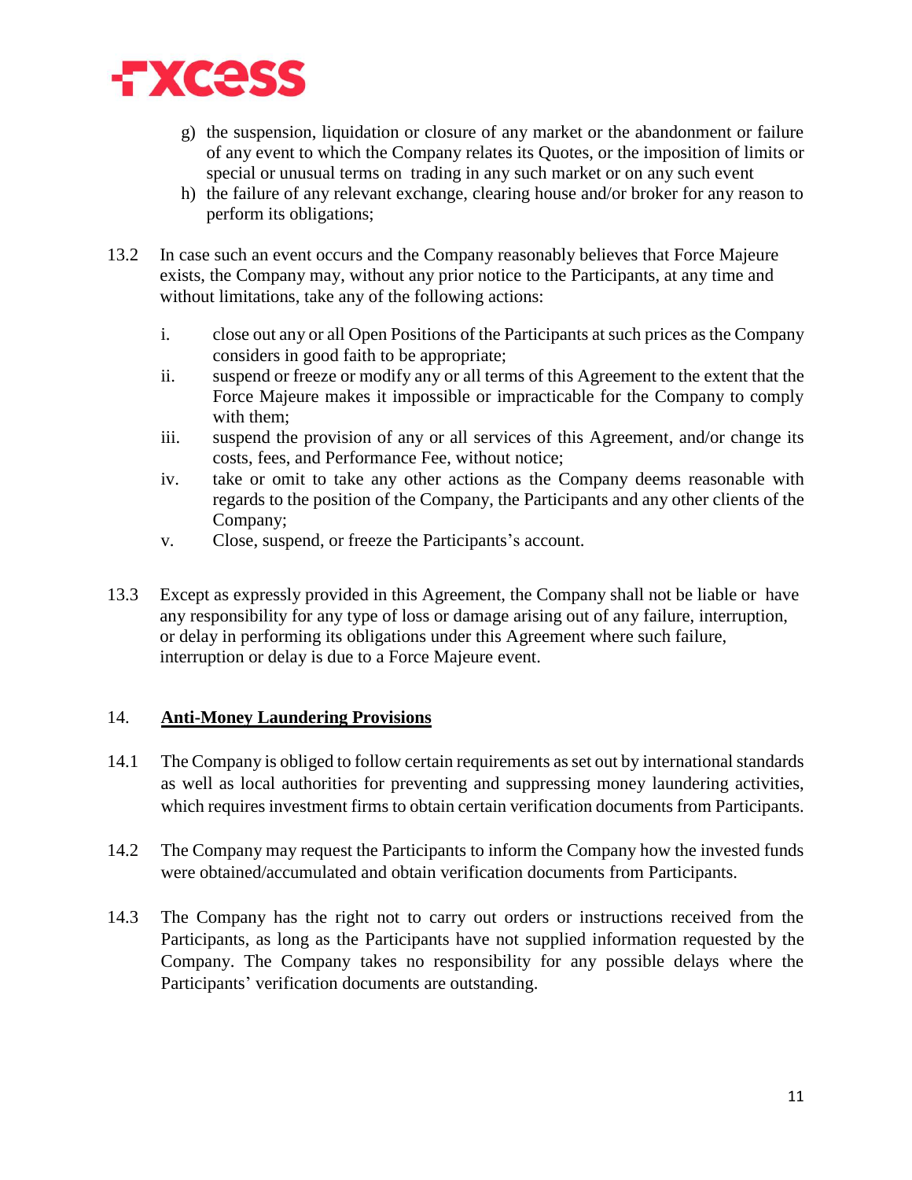g) the suspension, liquidation or closure of any market or the abandonment or failure of any event to which the Company relates its Quotes, or the imposition of limits or special or unusual terms on trading in any such market or on any such event
h) the failure of any relevant exchange, clearing house and/or broker for any reason to perform its obligations;

13.2 In case such an event occurs and the Company reasonably believes that Force Majeure exists, the Company may, without any prior notice to the Participants, at any time and without limitations, take any of the following actions:

i. close out any or all Open Positions of the Participants at such prices as the Company considers in good faith to be appropriate;
ii. suspend or freeze or modify any or all terms of this Agreement to the extent that the Force Majeure makes it impossible or impracticable for the Company to comply with them;
iii. suspend the provision of any or all services of this Agreement, and/or change its costs, fees, and Performance Fee, without notice;
iv. take or omit to take any other actions as the Company deems reasonable with regards to the position of the Company, the Participants and any other clients of the Company;
v. Close, suspend, or freeze the Participants's account.

13.3 Except as expressly provided in this Agreement, the Company shall not be liable or have any responsibility for any type of loss or damage arising out of any failure, interruption, or delay in performing its obligations under this Agreement where such failure, interruption or delay is due to a Force Majeure event.

## 14. <u>**Anti-Money Laundering Provisions**</u>

14.1 The Company is obliged to follow certain requirements as set out by international standards as well as local authorities for preventing and suppressing money laundering activities, which requires investment firms to obtain certain verification documents from Participants.

14.2 The Company may request the Participants to inform the Company how the invested funds were obtained/accumulated and obtain verification documents from Participants.

14.3 The Company has the right not to carry out orders or instructions received from the Participants, as long as the Participants have not supplied information requested by the Company. The Company takes no responsibility for any possible delays where the Participants' verification documents are outstanding.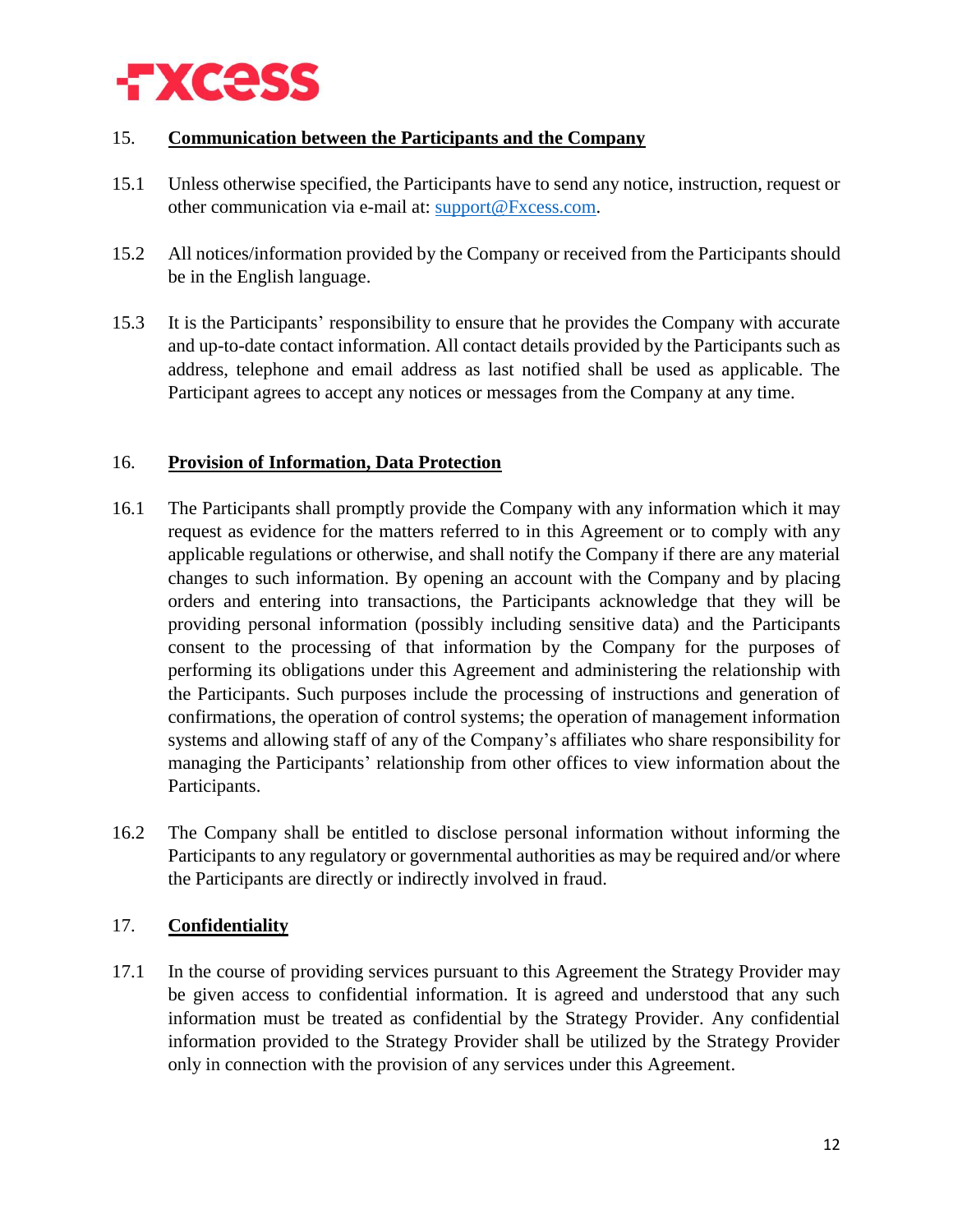## 15. **Communication between the Participants and the Company**

15.1 Unless otherwise specified, the Participants have to send any notice, instruction, request or other communication via e-mail at: support@Fxcess.com.

15.2 All notices/information provided by the Company or received from the Participants should be in the English language.

15.3 It is the Participants' responsibility to ensure that he provides the Company with accurate and up-to-date contact information. All contact details provided by the Participants such as address, telephone and email address as last notified shall be used as applicable. The Participant agrees to accept any notices or messages from the Company at any time.

## 16. **Provision of Information, Data Protection**

16.1 The Participants shall promptly provide the Company with any information which it may request as evidence for the matters referred to in this Agreement or to comply with any applicable regulations or otherwise, and shall notify the Company if there are any material changes to such information. By opening an account with the Company and by placing orders and entering into transactions, the Participants acknowledge that they will be providing personal information (possibly including sensitive data) and the Participants consent to the processing of that information by the Company for the purposes of performing its obligations under this Agreement and administering the relationship with the Participants. Such purposes include the processing of instructions and generation of confirmations, the operation of control systems; the operation of management information systems and allowing staff of any of the Company's affiliates who share responsibility for managing the Participants' relationship from other offices to view information about the Participants.

16.2 The Company shall be entitled to disclose personal information without informing the Participants to any regulatory or governmental authorities as may be required and/or where the Participants are directly or indirectly involved in fraud.

## 17. **Confidentiality**

17.1 In the course of providing services pursuant to this Agreement the Strategy Provider may be given access to confidential information. It is agreed and understood that any such information must be treated as confidential by the Strategy Provider. Any confidential information provided to the Strategy Provider shall be utilized by the Strategy Provider only in connection with the provision of any services under this Agreement.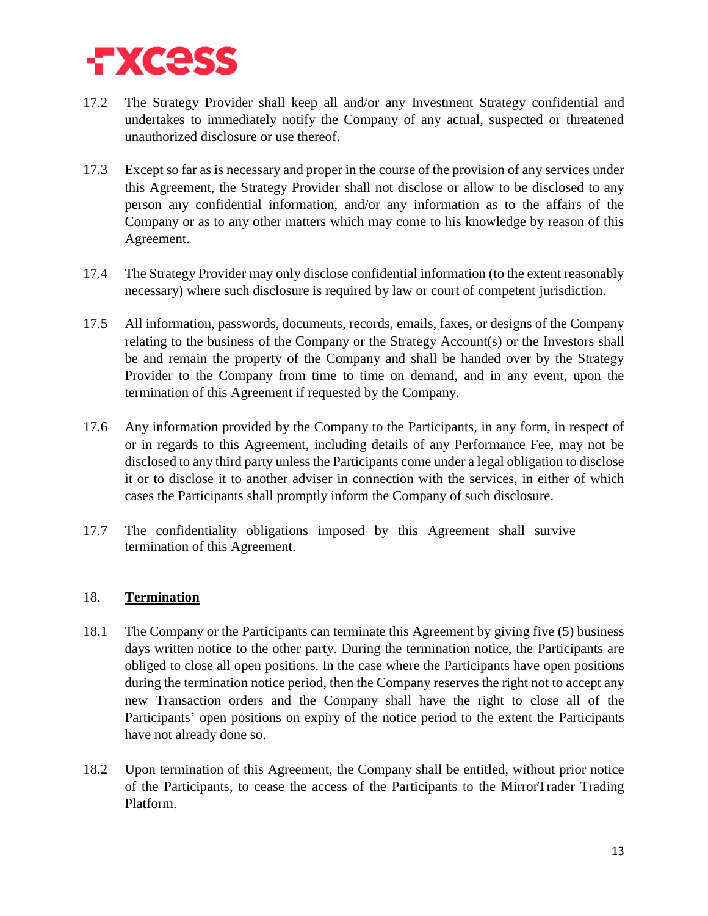17.2 The Strategy Provider shall keep all and/or any Investment Strategy confidential and undertakes to immediately notify the Company of any actual, suspected or threatened unauthorized disclosure or use thereof.

17.3 Except so far as is necessary and proper in the course of the provision of any services under this Agreement, the Strategy Provider shall not disclose or allow to be disclosed to any person any confidential information, and/or any information as to the affairs of the Company or as to any other matters which may come to his knowledge by reason of this Agreement.

17.4 The Strategy Provider may only disclose confidential information (to the extent reasonably necessary) where such disclosure is required by law or court of competent jurisdiction.

17.5 All information, passwords, documents, records, emails, faxes, or designs of the Company relating to the business of the Company or the Strategy Account(s) or the Investors shall be and remain the property of the Company and shall be handed over by the Strategy Provider to the Company from time to time on demand, and in any event, upon the termination of this Agreement if requested by the Company.

17.6 Any information provided by the Company to the Participants, in any form, in respect of or in regards to this Agreement, including details of any Performance Fee, may not be disclosed to any third party unless the Participants come under a legal obligation to disclose it or to disclose it to another adviser in connection with the services, in either of which cases the Participants shall promptly inform the Company of such disclosure.

17.7 The confidentiality obligations imposed by this Agreement shall survive termination of this Agreement.

## 18. **Termination**

18.1 The Company or the Participants can terminate this Agreement by giving five (5) business days written notice to the other party. During the termination notice, the Participants are obliged to close all open positions. In the case where the Participants have open positions during the termination notice period, then the Company reserves the right not to accept any new Transaction orders and the Company shall have the right to close all of the Participants' open positions on expiry of the notice period to the extent the Participants have not already done so.

18.2 Upon termination of this Agreement, the Company shall be entitled, without prior notice of the Participants, to cease the access of the Participants to the MirrorTrader Trading Platform.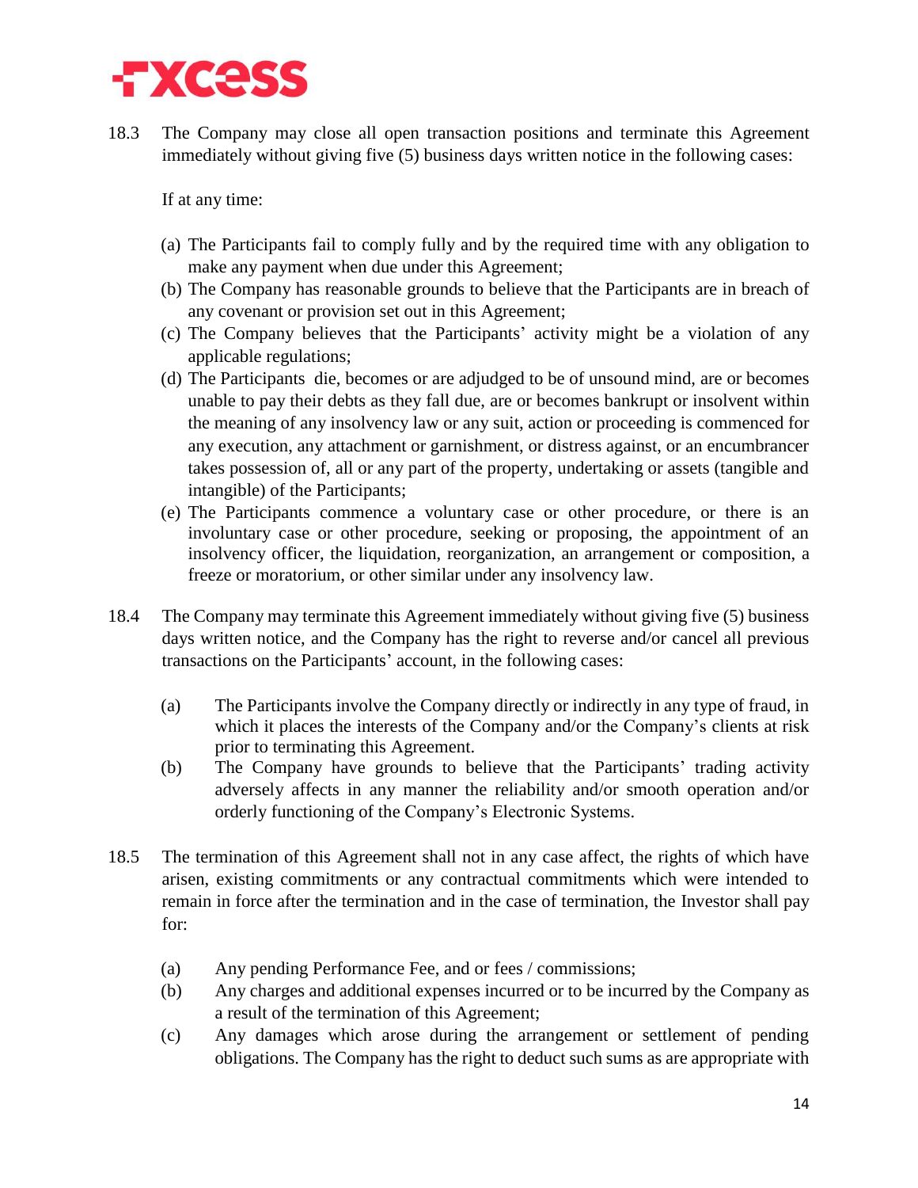18.3 The Company may close all open transaction positions and terminate this Agreement immediately without giving five (5) business days written notice in the following cases:

If at any time:

(a) The Participants fail to comply fully and by the required time with any obligation to make any payment when due under this Agreement;
(b) The Company has reasonable grounds to believe that the Participants are in breach of any covenant or provision set out in this Agreement;
(c) The Company believes that the Participants' activity might be a violation of any applicable regulations;
(d) The Participants die, becomes or are adjudged to be of unsound mind, are or becomes unable to pay their debts as they fall due, are or becomes bankrupt or insolvent within the meaning of any insolvency law or any suit, action or proceeding is commenced for any execution, any attachment or garnishment, or distress against, or an encumbrancer takes possession of, all or any part of the property, undertaking or assets (tangible and intangible) of the Participants;
(e) The Participants commence a voluntary case or other procedure, or there is an involuntary case or other procedure, seeking or proposing, the appointment of an insolvency officer, the liquidation, reorganization, an arrangement or composition, a freeze or moratorium, or other similar under any insolvency law.

18.4 The Company may terminate this Agreement immediately without giving five (5) business days written notice, and the Company has the right to reverse and/or cancel all previous transactions on the Participants' account, in the following cases:

(a) The Participants involve the Company directly or indirectly in any type of fraud, in which it places the interests of the Company and/or the Company's clients at risk prior to terminating this Agreement.
(b) The Company have grounds to believe that the Participants' trading activity adversely affects in any manner the reliability and/or smooth operation and/or orderly functioning of the Company's Electronic Systems.

18.5 The termination of this Agreement shall not in any case affect, the rights of which have arisen, existing commitments or any contractual commitments which were intended to remain in force after the termination and in the case of termination, the Investor shall pay for:

(a) Any pending Performance Fee, and or fees / commissions;
(b) Any charges and additional expenses incurred or to be incurred by the Company as a result of the termination of this Agreement;
(c) Any damages which arose during the arrangement or settlement of pending obligations. The Company has the right to deduct such sums as are appropriate with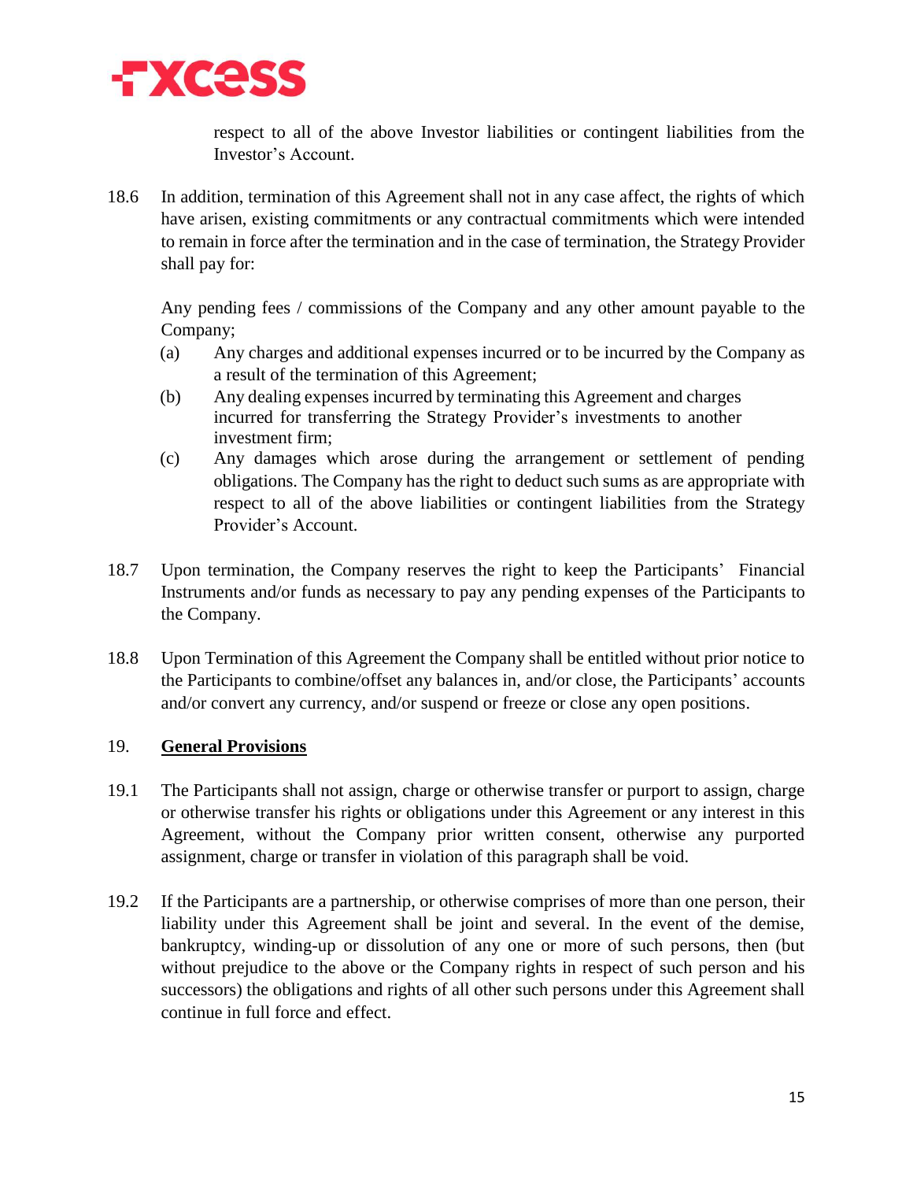respect to all of the above Investor liabilities or contingent liabilities from the Investor's Account.

18.6 In addition, termination of this Agreement shall not in any case affect, the rights of which have arisen, existing commitments or any contractual commitments which were intended to remain in force after the termination and in the case of termination, the Strategy Provider shall pay for:

Any pending fees / commissions of the Company and any other amount payable to the Company;

(a) Any charges and additional expenses incurred or to be incurred by the Company as a result of the termination of this Agreement;

(b) Any dealing expenses incurred by terminating this Agreement and charges incurred for transferring the Strategy Provider's investments to another investment firm;

(c) Any damages which arose during the arrangement or settlement of pending obligations. The Company has the right to deduct such sums as are appropriate with respect to all of the above liabilities or contingent liabilities from the Strategy Provider's Account.

18.7 Upon termination, the Company reserves the right to keep the Participants' Financial Instruments and/or funds as necessary to pay any pending expenses of the Participants to the Company.

18.8 Upon Termination of this Agreement the Company shall be entitled without prior notice to the Participants to combine/offset any balances in, and/or close, the Participants' accounts and/or convert any currency, and/or suspend or freeze or close any open positions.

## 19. General Provisions

19.1 The Participants shall not assign, charge or otherwise transfer or purport to assign, charge or otherwise transfer his rights or obligations under this Agreement or any interest in this Agreement, without the Company prior written consent, otherwise any purported assignment, charge or transfer in violation of this paragraph shall be void.

19.2 If the Participants are a partnership, or otherwise comprises of more than one person, their liability under this Agreement shall be joint and several. In the event of the demise, bankruptcy, winding-up or dissolution of any one or more of such persons, then (but without prejudice to the above or the Company rights in respect of such person and his successors) the obligations and rights of all other such persons under this Agreement shall continue in full force and effect.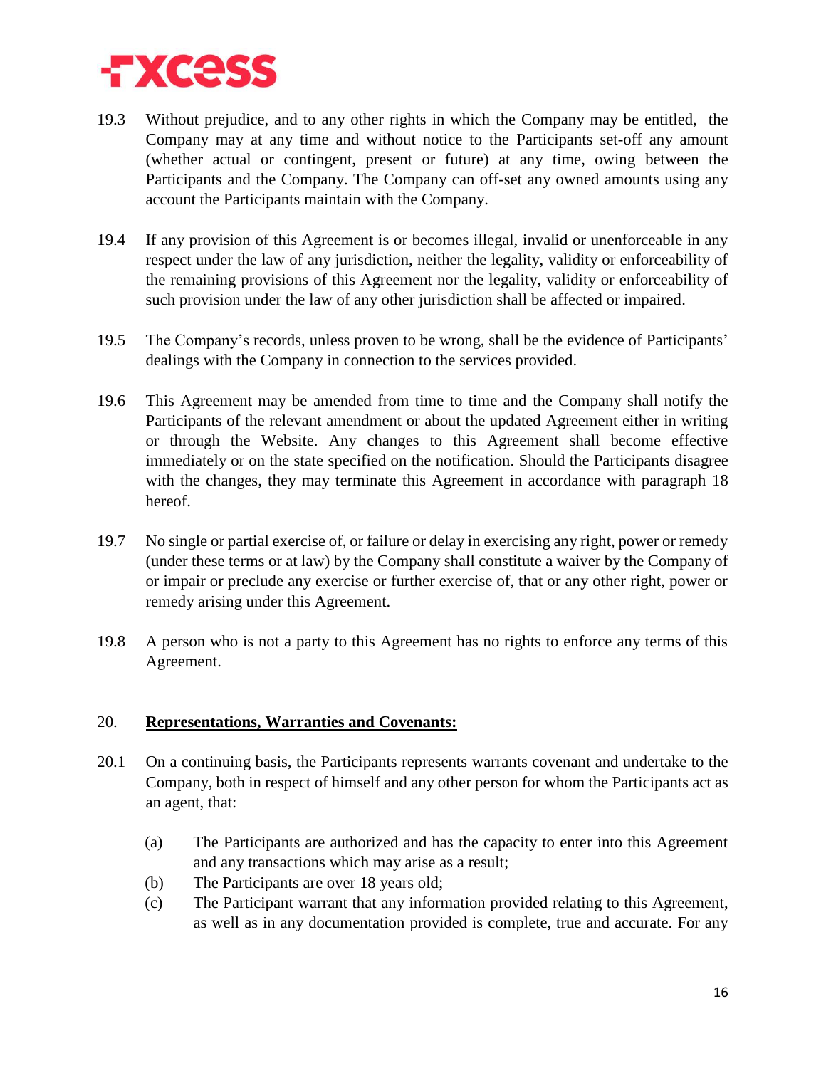19.3 Without prejudice, and to any other rights in which the Company may be entitled, the Company may at any time and without notice to the Participants set-off any amount (whether actual or contingent, present or future) at any time, owing between the Participants and the Company. The Company can off-set any owned amounts using any account the Participants maintain with the Company.

19.4 If any provision of this Agreement is or becomes illegal, invalid or unenforceable in any respect under the law of any jurisdiction, neither the legality, validity or enforceability of the remaining provisions of this Agreement nor the legality, validity or enforceability of such provision under the law of any other jurisdiction shall be affected or impaired.

19.5 The Company's records, unless proven to be wrong, shall be the evidence of Participants' dealings with the Company in connection to the services provided.

19.6 This Agreement may be amended from time to time and the Company shall notify the Participants of the relevant amendment or about the updated Agreement either in writing or through the Website. Any changes to this Agreement shall become effective immediately or on the state specified on the notification. Should the Participants disagree with the changes, they may terminate this Agreement in accordance with paragraph 18 hereof.

19.7 No single or partial exercise of, or failure or delay in exercising any right, power or remedy (under these terms or at law) by the Company shall constitute a waiver by the Company of or impair or preclude any exercise or further exercise of, that or any other right, power or remedy arising under this Agreement.

19.8 A person who is not a party to this Agreement has no rights to enforce any terms of this Agreement.

## 20. **<u>Representations, Warranties and Covenants:</u>**

20.1 On a continuing basis, the Participants represents warrants covenant and undertake to the Company, both in respect of himself and any other person for whom the Participants act as an agent, that:

(a) The Participants are authorized and has the capacity to enter into this Agreement and any transactions which may arise as a result;

(b) The Participants are over 18 years old;

(c) The Participant warrant that any information provided relating to this Agreement, as well as in any documentation provided is complete, true and accurate. For any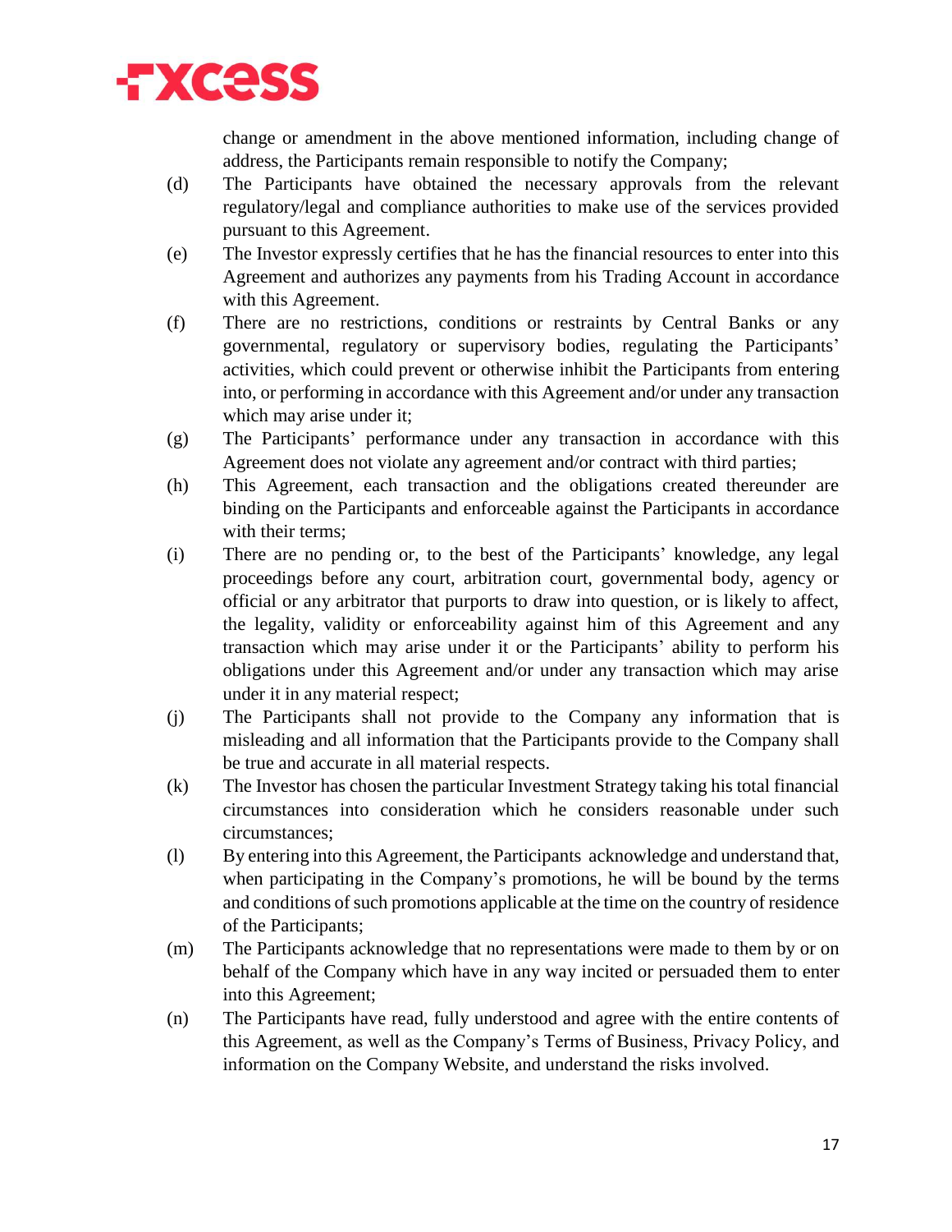change or amendment in the above mentioned information, including change of address, the Participants remain responsible to notify the Company;

(d) The Participants have obtained the necessary approvals from the relevant regulatory/legal and compliance authorities to make use of the services provided pursuant to this Agreement.

(e) The Investor expressly certifies that he has the financial resources to enter into this Agreement and authorizes any payments from his Trading Account in accordance with this Agreement.

(f) There are no restrictions, conditions or restraints by Central Banks or any governmental, regulatory or supervisory bodies, regulating the Participants' activities, which could prevent or otherwise inhibit the Participants from entering into, or performing in accordance with this Agreement and/or under any transaction which may arise under it;

(g) The Participants' performance under any transaction in accordance with this Agreement does not violate any agreement and/or contract with third parties;

(h) This Agreement, each transaction and the obligations created thereunder are binding on the Participants and enforceable against the Participants in accordance with their terms;

(i) There are no pending or, to the best of the Participants' knowledge, any legal proceedings before any court, arbitration court, governmental body, agency or official or any arbitrator that purports to draw into question, or is likely to affect, the legality, validity or enforceability against him of this Agreement and any transaction which may arise under it or the Participants' ability to perform his obligations under this Agreement and/or under any transaction which may arise under it in any material respect;

(j) The Participants shall not provide to the Company any information that is misleading and all information that the Participants provide to the Company shall be true and accurate in all material respects.

(k) The Investor has chosen the particular Investment Strategy taking his total financial circumstances into consideration which he considers reasonable under such circumstances;

(l) By entering into this Agreement, the Participants acknowledge and understand that, when participating in the Company's promotions, he will be bound by the terms and conditions of such promotions applicable at the time on the country of residence of the Participants;

(m) The Participants acknowledge that no representations were made to them by or on behalf of the Company which have in any way incited or persuaded them to enter into this Agreement;

(n) The Participants have read, fully understood and agree with the entire contents of this Agreement, as well as the Company's Terms of Business, Privacy Policy, and information on the Company Website, and understand the risks involved.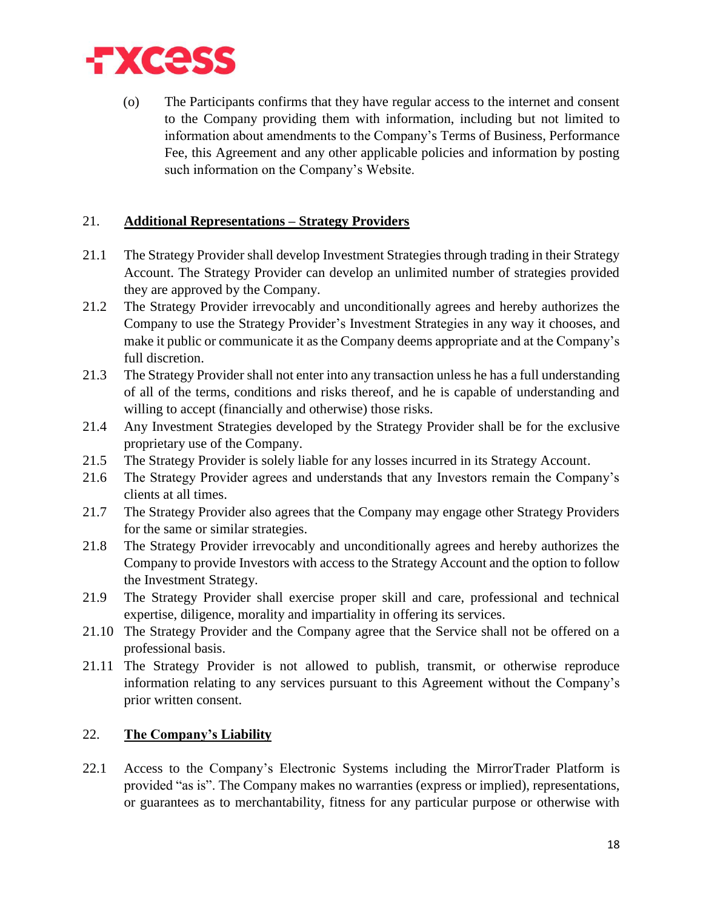(o) The Participants confirms that they have regular access to the internet and consent to the Company providing them with information, including but not limited to information about amendments to the Company's Terms of Business, Performance Fee, this Agreement and any other applicable policies and information by posting such information on the Company's Website.

## 21. Additional Representations – Strategy Providers

21.1 The Strategy Provider shall develop Investment Strategies through trading in their Strategy Account. The Strategy Provider can develop an unlimited number of strategies provided they are approved by the Company.

21.2 The Strategy Provider irrevocably and unconditionally agrees and hereby authorizes the Company to use the Strategy Provider's Investment Strategies in any way it chooses, and make it public or communicate it as the Company deems appropriate and at the Company's full discretion.

21.3 The Strategy Provider shall not enter into any transaction unless he has a full understanding of all of the terms, conditions and risks thereof, and he is capable of understanding and willing to accept (financially and otherwise) those risks.

21.4 Any Investment Strategies developed by the Strategy Provider shall be for the exclusive proprietary use of the Company.

21.5 The Strategy Provider is solely liable for any losses incurred in its Strategy Account.

21.6 The Strategy Provider agrees and understands that any Investors remain the Company's clients at all times.

21.7 The Strategy Provider also agrees that the Company may engage other Strategy Providers for the same or similar strategies.

21.8 The Strategy Provider irrevocably and unconditionally agrees and hereby authorizes the Company to provide Investors with access to the Strategy Account and the option to follow the Investment Strategy.

21.9 The Strategy Provider shall exercise proper skill and care, professional and technical expertise, diligence, morality and impartiality in offering its services.

21.10 The Strategy Provider and the Company agree that the Service shall not be offered on a professional basis.

21.11 The Strategy Provider is not allowed to publish, transmit, or otherwise reproduce information relating to any services pursuant to this Agreement without the Company's prior written consent.

## 22. The Company's Liability

22.1 Access to the Company's Electronic Systems including the MirrorTrader Platform is provided "as is". The Company makes no warranties (express or implied), representations, or guarantees as to merchantability, fitness for any particular purpose or otherwise with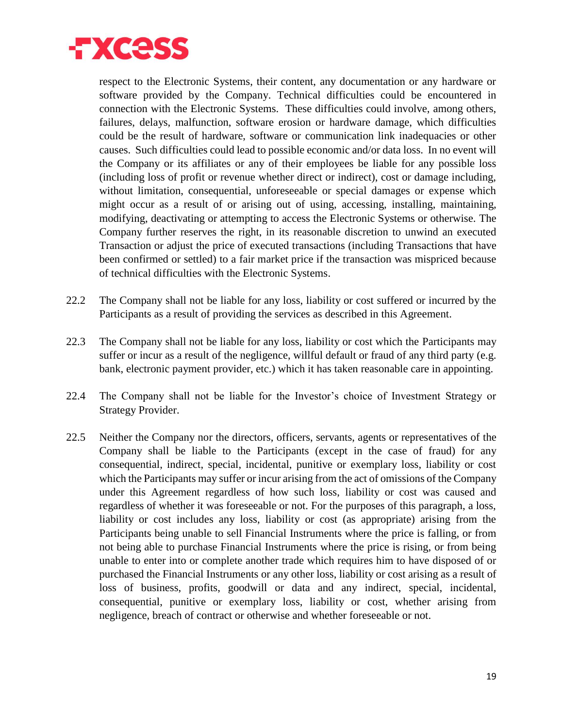respect to the Electronic Systems, their content, any documentation or any hardware or software provided by the Company. Technical difficulties could be encountered in connection with the Electronic Systems. These difficulties could involve, among others, failures, delays, malfunction, software erosion or hardware damage, which difficulties could be the result of hardware, software or communication link inadequacies or other causes. Such difficulties could lead to possible economic and/or data loss. In no event will the Company or its affiliates or any of their employees be liable for any possible loss (including loss of profit or revenue whether direct or indirect), cost or damage including, without limitation, consequential, unforeseeable or special damages or expense which might occur as a result of or arising out of using, accessing, installing, maintaining, modifying, deactivating or attempting to access the Electronic Systems or otherwise. The Company further reserves the right, in its reasonable discretion to unwind an executed Transaction or adjust the price of executed transactions (including Transactions that have been confirmed or settled) to a fair market price if the transaction was mispriced because of technical difficulties with the Electronic Systems.

22.2 The Company shall not be liable for any loss, liability or cost suffered or incurred by the Participants as a result of providing the services as described in this Agreement.

22.3 The Company shall not be liable for any loss, liability or cost which the Participants may suffer or incur as a result of the negligence, willful default or fraud of any third party (e.g. bank, electronic payment provider, etc.) which it has taken reasonable care in appointing.

22.4 The Company shall not be liable for the Investor's choice of Investment Strategy or Strategy Provider.

22.5 Neither the Company nor the directors, officers, servants, agents or representatives of the Company shall be liable to the Participants (except in the case of fraud) for any consequential, indirect, special, incidental, punitive or exemplary loss, liability or cost which the Participants may suffer or incur arising from the act of omissions of the Company under this Agreement regardless of how such loss, liability or cost was caused and regardless of whether it was foreseeable or not. For the purposes of this paragraph, a loss, liability or cost includes any loss, liability or cost (as appropriate) arising from the Participants being unable to sell Financial Instruments where the price is falling, or from not being able to purchase Financial Instruments where the price is rising, or from being unable to enter into or complete another trade which requires him to have disposed of or purchased the Financial Instruments or any other loss, liability or cost arising as a result of loss of business, profits, goodwill or data and any indirect, special, incidental, consequential, punitive or exemplary loss, liability or cost, whether arising from negligence, breach of contract or otherwise and whether foreseeable or not.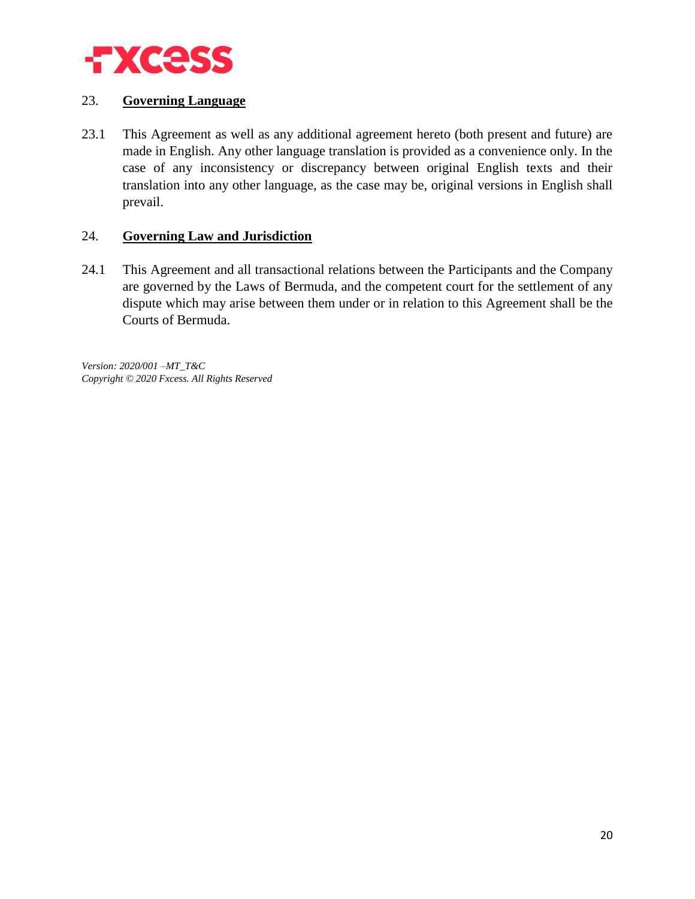## 23. **Governing Language**

23.1 This Agreement as well as any additional agreement hereto (both present and future) are made in English. Any other language translation is provided as a convenience only. In the case of any inconsistency or discrepancy between original English texts and their translation into any other language, as the case may be, original versions in English shall prevail.

## 24. **Governing Law and Jurisdiction**

24.1 This Agreement and all transactional relations between the Participants and the Company are governed by the Laws of Bermuda, and the competent court for the settlement of any dispute which may arise between them under or in relation to this Agreement shall be the Courts of Bermuda.

*Version: 2020/001 –MT_T&C*
*Copyright © 2020 Fxcess. All Rights Reserved*